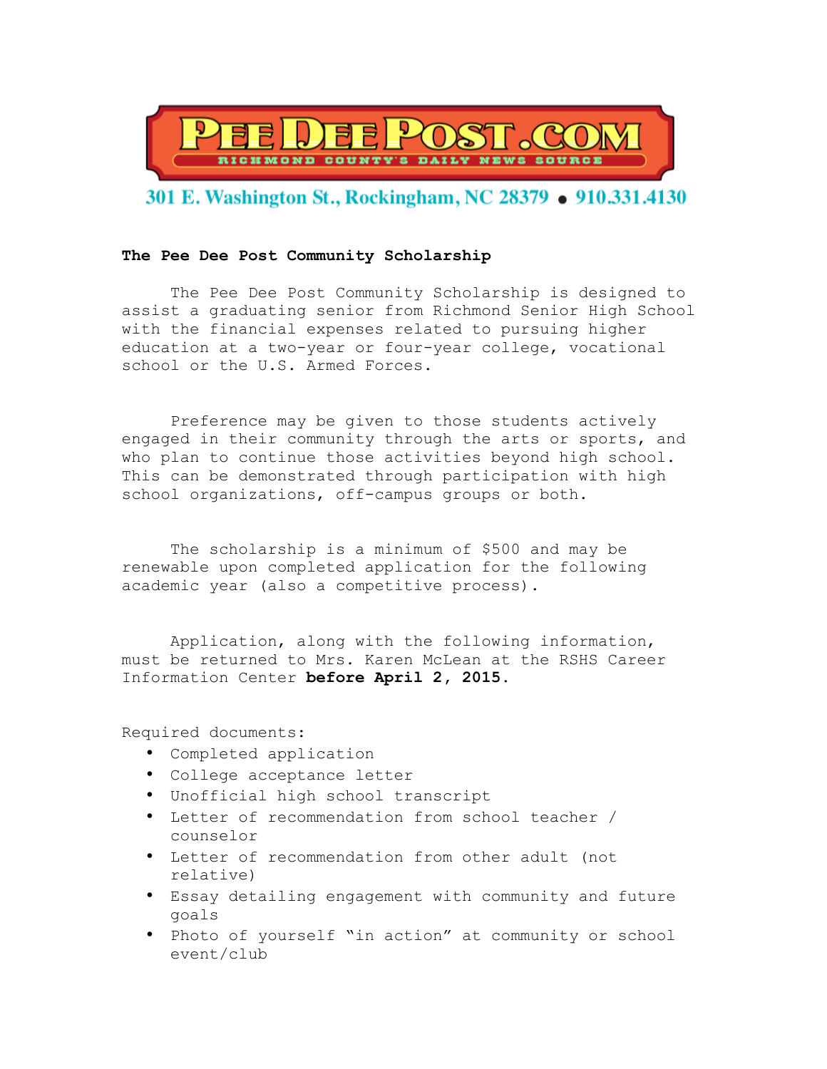# PEE DEE POST .COM

RICHMOND COUNTY'S DAILY NEWS SOURCE

301 E. Washington St., Rockingham, NC 28379 • 910.331.4130

**The Pee Dee Post Community Scholarship**

The Pee Dee Post Community Scholarship is designed to assist a graduating senior from Richmond Senior High School with the financial expenses related to pursuing higher education at a two-year or four-year college, vocational school or the U.S. Armed Forces.

Preference may be given to those students actively engaged in their community through the arts or sports, and who plan to continue those activities beyond high school. This can be demonstrated through participation with high school organizations, off-campus groups or both.

The scholarship is a minimum of $500 and may be renewable upon completed application for the following academic year (also a competitive process).

Application, along with the following information, must be returned to Mrs. Karen McLean at the RSHS Career Information Center **before April 2, 2015.**

Required documents:

- Completed application
- College acceptance letter
- Unofficial high school transcript
- Letter of recommendation from school teacher / counselor
- Letter of recommendation from other adult (not relative)
- Essay detailing engagement with community and future goals
- Photo of yourself "in action" at community or school event/club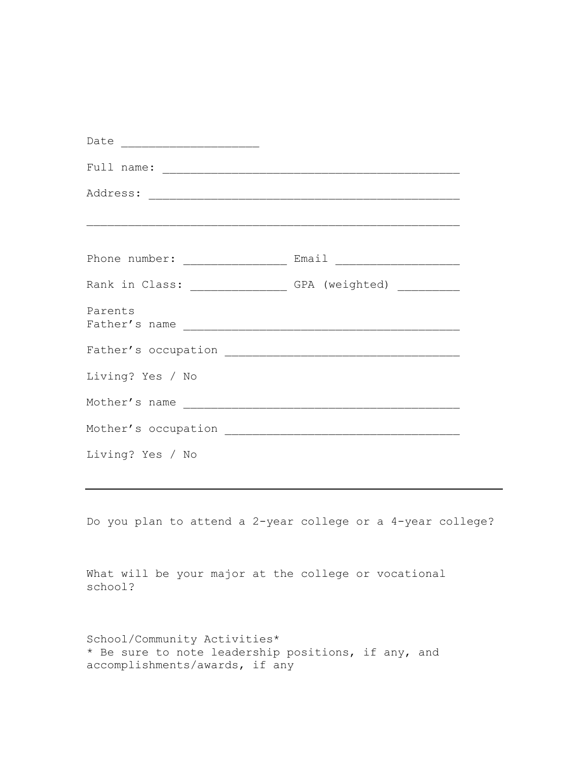Date ____________________

Full name: ___________________________________________

Address: _____________________________________________

______________________________________________________

Phone number: _______________ Email __________________

Rank in Class: ______________ GPA (weighted) _________

Parents
Father's name ________________________________________

Father's occupation __________________________________

Living? Yes / No

Mother's name ________________________________________

Mother's occupation __________________________________

Living? Yes / No

---

Do you plan to attend a 2-year college or a 4-year college?

What will be your major at the college or vocational school?

School/Community Activities*
* Be sure to note leadership positions, if any, and accomplishments/awards, if any